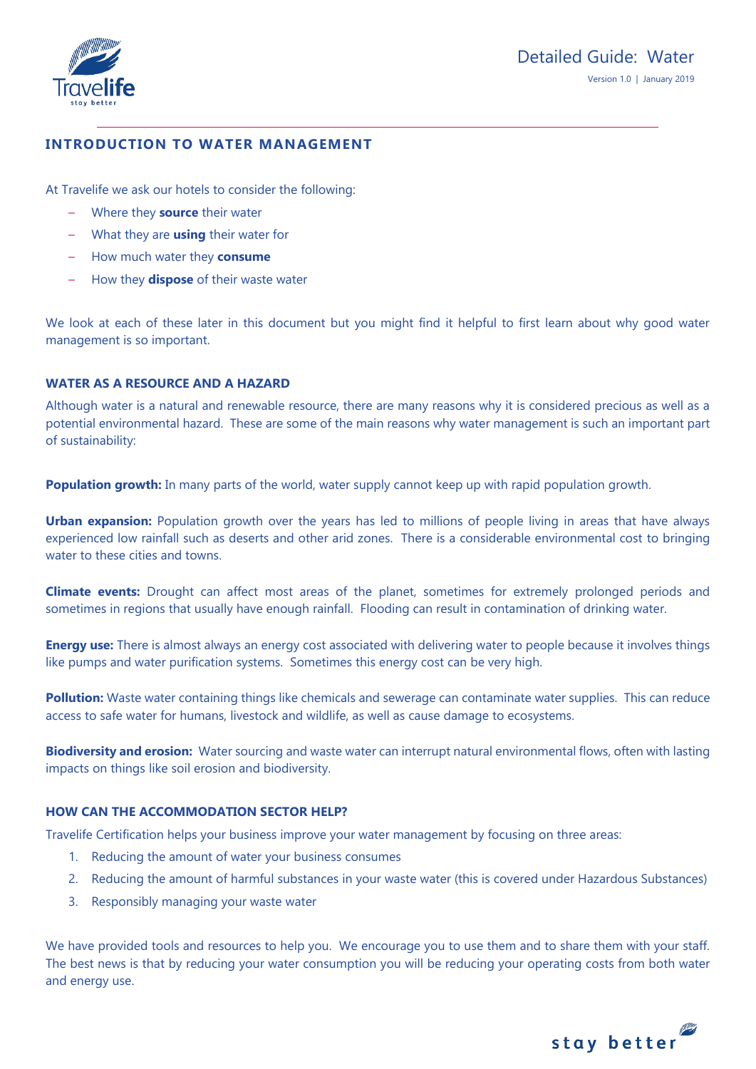# Detailed Guide: Water

Version 1.0 | January 2019

## INTRODUCTION TO WATER MANAGEMENT

At Travelife we ask our hotels to consider the following:

- Where they **source** their water
- What they are **using** their water for
- How much water they **consume**
- How they **dispose** of their waste water

We look at each of these later in this document but you might find it helpful to first learn about why good water management is so important.

### WATER AS A RESOURCE AND A HAZARD

Although water is a natural and renewable resource, there are many reasons why it is considered precious as well as a potential environmental hazard. These are some of the main reasons why water management is such an important part of sustainability:

**Population growth:** In many parts of the world, water supply cannot keep up with rapid population growth.

**Urban expansion:** Population growth over the years has led to millions of people living in areas that have always experienced low rainfall such as deserts and other arid zones. There is a considerable environmental cost to bringing water to these cities and towns.

**Climate events:** Drought can affect most areas of the planet, sometimes for extremely prolonged periods and sometimes in regions that usually have enough rainfall. Flooding can result in contamination of drinking water.

**Energy use:** There is almost always an energy cost associated with delivering water to people because it involves things like pumps and water purification systems. Sometimes this energy cost can be very high.

**Pollution:** Waste water containing things like chemicals and sewerage can contaminate water supplies. This can reduce access to safe water for humans, livestock and wildlife, as well as cause damage to ecosystems.

**Biodiversity and erosion:** Water sourcing and waste water can interrupt natural environmental flows, often with lasting impacts on things like soil erosion and biodiversity.

### HOW CAN THE ACCOMMODATION SECTOR HELP?

Travelife Certification helps your business improve your water management by focusing on three areas:

1. Reducing the amount of water your business consumes
2. Reducing the amount of harmful substances in your waste water (this is covered under Hazardous Substances)
3. Responsibly managing your waste water

We have provided tools and resources to help you. We encourage you to use them and to share them with your staff. The best news is that by reducing your water consumption you will be reducing your operating costs from both water and energy use.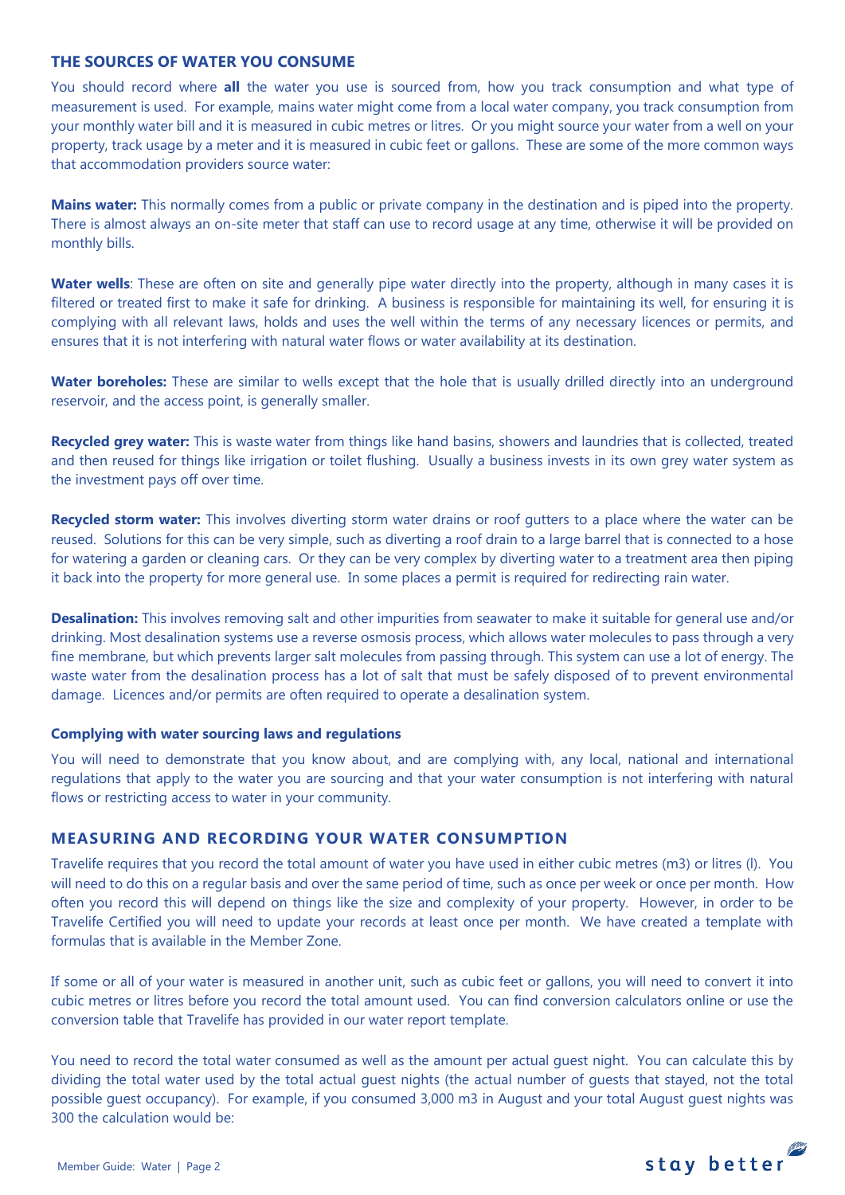## THE SOURCES OF WATER YOU CONSUME

You should record where **all** the water you use is sourced from, how you track consumption and what type of measurement is used. For example, mains water might come from a local water company, you track consumption from your monthly water bill and it is measured in cubic metres or litres. Or you might source your water from a well on your property, track usage by a meter and it is measured in cubic feet or gallons. These are some of the more common ways that accommodation providers source water:

**Mains water:** This normally comes from a public or private company in the destination and is piped into the property. There is almost always an on-site meter that staff can use to record usage at any time, otherwise it will be provided on monthly bills.

**Water wells**: These are often on site and generally pipe water directly into the property, although in many cases it is filtered or treated first to make it safe for drinking. A business is responsible for maintaining its well, for ensuring it is complying with all relevant laws, holds and uses the well within the terms of any necessary licences or permits, and ensures that it is not interfering with natural water flows or water availability at its destination.

**Water boreholes:** These are similar to wells except that the hole that is usually drilled directly into an underground reservoir, and the access point, is generally smaller.

**Recycled grey water:** This is waste water from things like hand basins, showers and laundries that is collected, treated and then reused for things like irrigation or toilet flushing. Usually a business invests in its own grey water system as the investment pays off over time.

**Recycled storm water:** This involves diverting storm water drains or roof gutters to a place where the water can be reused. Solutions for this can be very simple, such as diverting a roof drain to a large barrel that is connected to a hose for watering a garden or cleaning cars. Or they can be very complex by diverting water to a treatment area then piping it back into the property for more general use. In some places a permit is required for redirecting rain water.

**Desalination:** This involves removing salt and other impurities from seawater to make it suitable for general use and/or drinking. Most desalination systems use a reverse osmosis process, which allows water molecules to pass through a very fine membrane, but which prevents larger salt molecules from passing through. This system can use a lot of energy. The waste water from the desalination process has a lot of salt that must be safely disposed of to prevent environmental damage. Licences and/or permits are often required to operate a desalination system.

### Complying with water sourcing laws and regulations

You will need to demonstrate that you know about, and are complying with, any local, national and international regulations that apply to the water you are sourcing and that your water consumption is not interfering with natural flows or restricting access to water in your community.

## MEASURING AND RECORDING YOUR WATER CONSUMPTION

Travelife requires that you record the total amount of water you have used in either cubic metres (m3) or litres (l). You will need to do this on a regular basis and over the same period of time, such as once per week or once per month. How often you record this will depend on things like the size and complexity of your property. However, in order to be Travelife Certified you will need to update your records at least once per month. We have created a template with formulas that is available in the Member Zone.

If some or all of your water is measured in another unit, such as cubic feet or gallons, you will need to convert it into cubic metres or litres before you record the total amount used. You can find conversion calculators online or use the conversion table that Travelife has provided in our water report template.

You need to record the total water consumed as well as the amount per actual guest night. You can calculate this by dividing the total water used by the total actual guest nights (the actual number of guests that stayed, not the total possible guest occupancy). For example, if you consumed 3,000 m3 in August and your total August guest nights was 300 the calculation would be: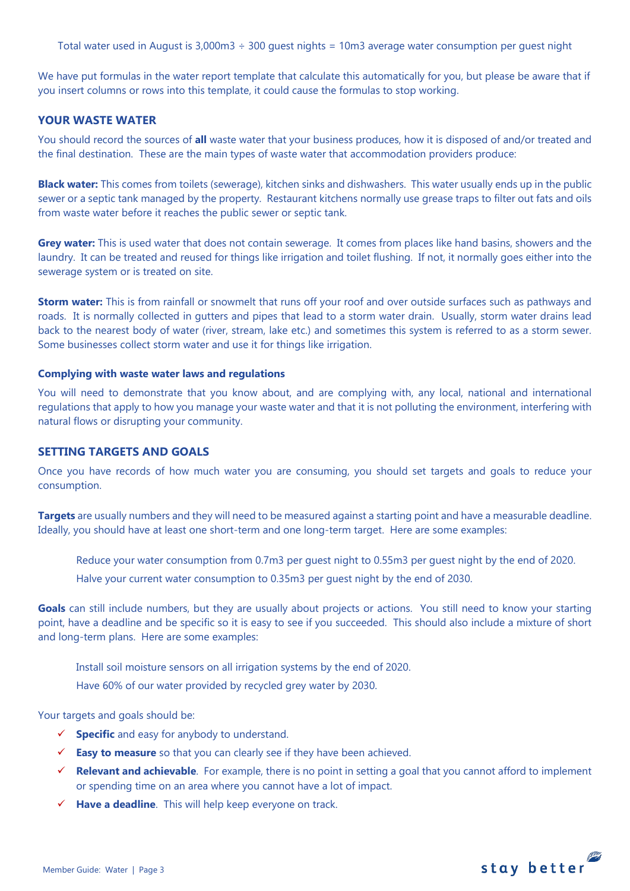Total water used in August is 3,000m3 ÷ 300 guest nights = 10m3 average water consumption per guest night

We have put formulas in the water report template that calculate this automatically for you, but please be aware that if you insert columns or rows into this template, it could cause the formulas to stop working.

## YOUR WASTE WATER

You should record the sources of **all** waste water that your business produces, how it is disposed of and/or treated and the final destination. These are the main types of waste water that accommodation providers produce:

**Black water:** This comes from toilets (sewerage), kitchen sinks and dishwashers. This water usually ends up in the public sewer or a septic tank managed by the property. Restaurant kitchens normally use grease traps to filter out fats and oils from waste water before it reaches the public sewer or septic tank.

**Grey water:** This is used water that does not contain sewerage. It comes from places like hand basins, showers and the laundry. It can be treated and reused for things like irrigation and toilet flushing. If not, it normally goes either into the sewerage system or is treated on site.

**Storm water:** This is from rainfall or snowmelt that runs off your roof and over outside surfaces such as pathways and roads. It is normally collected in gutters and pipes that lead to a storm water drain. Usually, storm water drains lead back to the nearest body of water (river, stream, lake etc.) and sometimes this system is referred to as a storm sewer. Some businesses collect storm water and use it for things like irrigation.

### Complying with waste water laws and regulations

You will need to demonstrate that you know about, and are complying with, any local, national and international regulations that apply to how you manage your waste water and that it is not polluting the environment, interfering with natural flows or disrupting your community.

## SETTING TARGETS AND GOALS

Once you have records of how much water you are consuming, you should set targets and goals to reduce your consumption.

**Targets** are usually numbers and they will need to be measured against a starting point and have a measurable deadline. Ideally, you should have at least one short-term and one long-term target. Here are some examples:

Reduce your water consumption from 0.7m3 per guest night to 0.55m3 per guest night by the end of 2020.

Halve your current water consumption to 0.35m3 per guest night by the end of 2030.

**Goals** can still include numbers, but they are usually about projects or actions. You still need to know your starting point, have a deadline and be specific so it is easy to see if you succeeded. This should also include a mixture of short and long-term plans. Here are some examples:

Install soil moisture sensors on all irrigation systems by the end of 2020.

Have 60% of our water provided by recycled grey water by 2030.

Your targets and goals should be:

- ✓ **Specific** and easy for anybody to understand.
- ✓ **Easy to measure** so that you can clearly see if they have been achieved.
- ✓ **Relevant and achievable**. For example, there is no point in setting a goal that you cannot afford to implement or spending time on an area where you cannot have a lot of impact.
- ✓ **Have a deadline**. This will help keep everyone on track.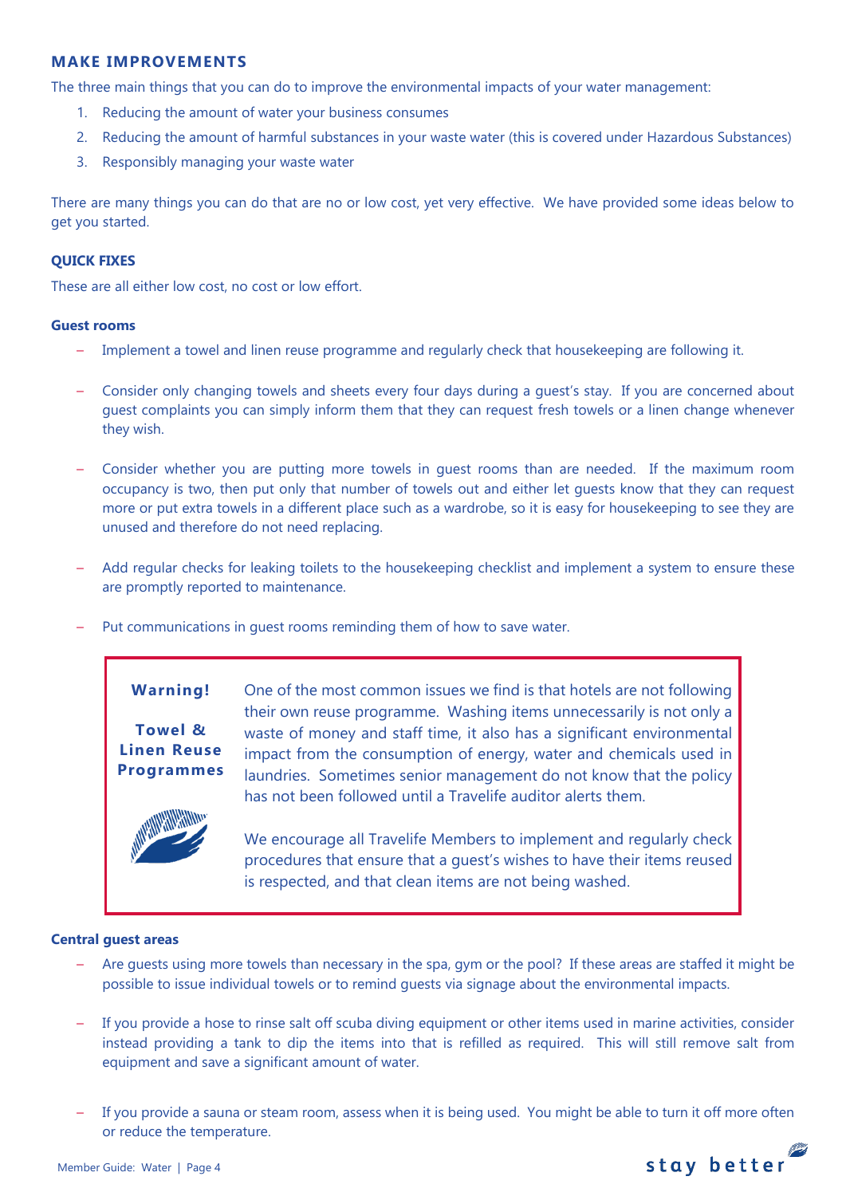## MAKE IMPROVEMENTS

The three main things that you can do to improve the environmental impacts of your water management:

1. Reducing the amount of water your business consumes
2. Reducing the amount of harmful substances in your waste water (this is covered under Hazardous Substances)
3. Responsibly managing your waste water

There are many things you can do that are no or low cost, yet very effective. We have provided some ideas below to get you started.

### QUICK FIXES

These are all either low cost, no cost or low effort.

#### Guest rooms

- Implement a towel and linen reuse programme and regularly check that housekeeping are following it.
- Consider only changing towels and sheets every four days during a guest's stay. If you are concerned about guest complaints you can simply inform them that they can request fresh towels or a linen change whenever they wish.
- Consider whether you are putting more towels in guest rooms than are needed. If the maximum room occupancy is two, then put only that number of towels out and either let guests know that they can request more or put extra towels in a different place such as a wardrobe, so it is easy for housekeeping to see they are unused and therefore do not need replacing.
- Add regular checks for leaking toilets to the housekeeping checklist and implement a system to ensure these are promptly reported to maintenance.
- Put communications in guest rooms reminding them of how to save water.

> **Warning!**
>
> **Towel & Linen Reuse Programmes**
>
> One of the most common issues we find is that hotels are not following their own reuse programme. Washing items unnecessarily is not only a waste of money and staff time, it also has a significant environmental impact from the consumption of energy, water and chemicals used in laundries. Sometimes senior management do not know that the policy has not been followed until a Travelife auditor alerts them.
>
> We encourage all Travelife Members to implement and regularly check procedures that ensure that a guest's wishes to have their items reused is respected, and that clean items are not being washed.

#### Central guest areas

- Are guests using more towels than necessary in the spa, gym or the pool? If these areas are staffed it might be possible to issue individual towels or to remind guests via signage about the environmental impacts.
- If you provide a hose to rinse salt off scuba diving equipment or other items used in marine activities, consider instead providing a tank to dip the items into that is refilled as required. This will still remove salt from equipment and save a significant amount of water.
- If you provide a sauna or steam room, assess when it is being used. You might be able to turn it off more often or reduce the temperature.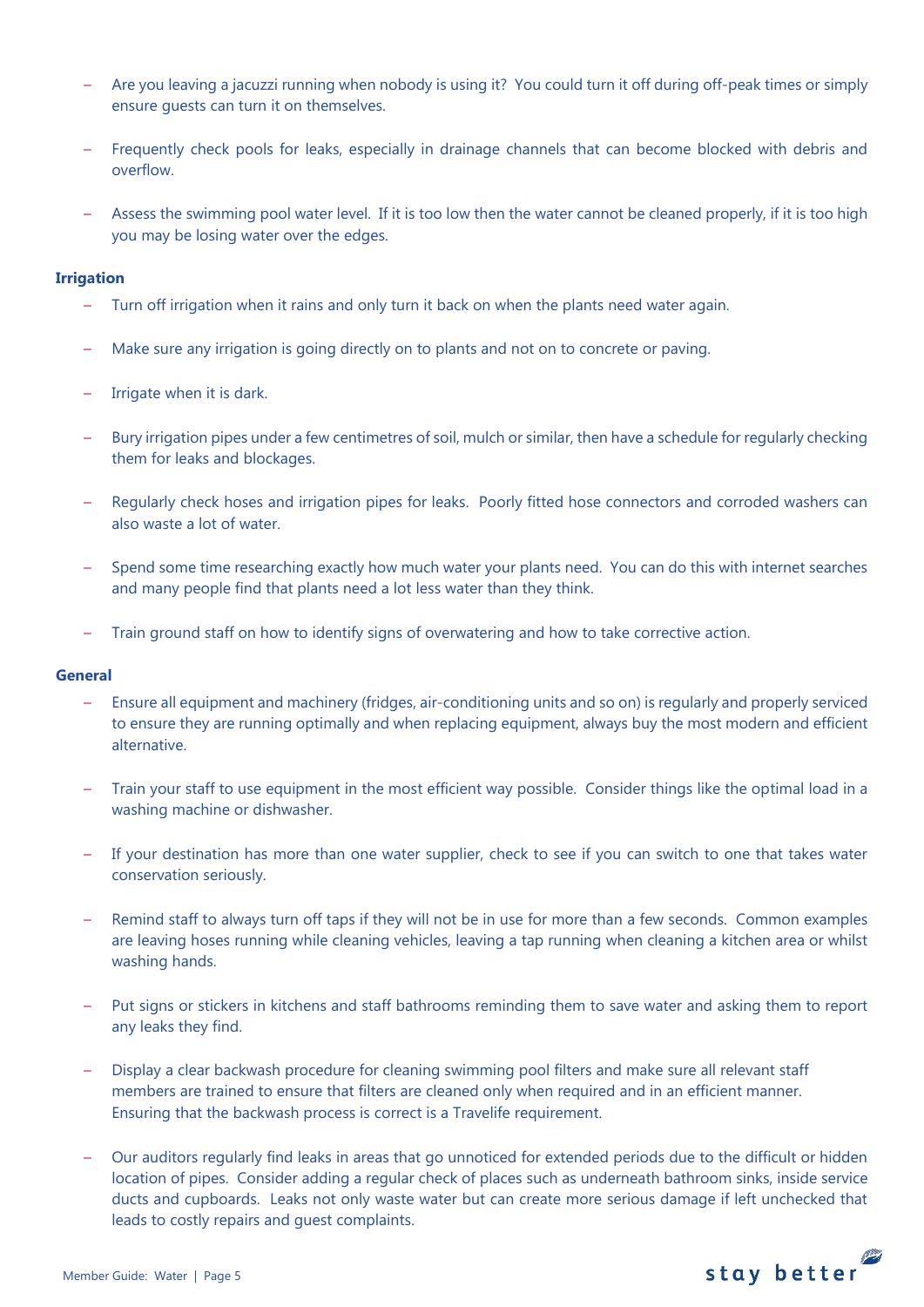- Are you leaving a jacuzzi running when nobody is using it? You could turn it off during off-peak times or simply ensure guests can turn it on themselves.
- Frequently check pools for leaks, especially in drainage channels that can become blocked with debris and overflow.
- Assess the swimming pool water level. If it is too low then the water cannot be cleaned properly, if it is too high you may be losing water over the edges.

**Irrigation**

- Turn off irrigation when it rains and only turn it back on when the plants need water again.
- Make sure any irrigation is going directly on to plants and not on to concrete or paving.
- Irrigate when it is dark.
- Bury irrigation pipes under a few centimetres of soil, mulch or similar, then have a schedule for regularly checking them for leaks and blockages.
- Regularly check hoses and irrigation pipes for leaks. Poorly fitted hose connectors and corroded washers can also waste a lot of water.
- Spend some time researching exactly how much water your plants need. You can do this with internet searches and many people find that plants need a lot less water than they think.
- Train ground staff on how to identify signs of overwatering and how to take corrective action.

**General**

- Ensure all equipment and machinery (fridges, air-conditioning units and so on) is regularly and properly serviced to ensure they are running optimally and when replacing equipment, always buy the most modern and efficient alternative.
- Train your staff to use equipment in the most efficient way possible. Consider things like the optimal load in a washing machine or dishwasher.
- If your destination has more than one water supplier, check to see if you can switch to one that takes water conservation seriously.
- Remind staff to always turn off taps if they will not be in use for more than a few seconds. Common examples are leaving hoses running while cleaning vehicles, leaving a tap running when cleaning a kitchen area or whilst washing hands.
- Put signs or stickers in kitchens and staff bathrooms reminding them to save water and asking them to report any leaks they find.
- Display a clear backwash procedure for cleaning swimming pool filters and make sure all relevant staff members are trained to ensure that filters are cleaned only when required and in an efficient manner. Ensuring that the backwash process is correct is a Travelife requirement.
- Our auditors regularly find leaks in areas that go unnoticed for extended periods due to the difficult or hidden location of pipes. Consider adding a regular check of places such as underneath bathroom sinks, inside service ducts and cupboards. Leaks not only waste water but can create more serious damage if left unchecked that leads to costly repairs and guest complaints.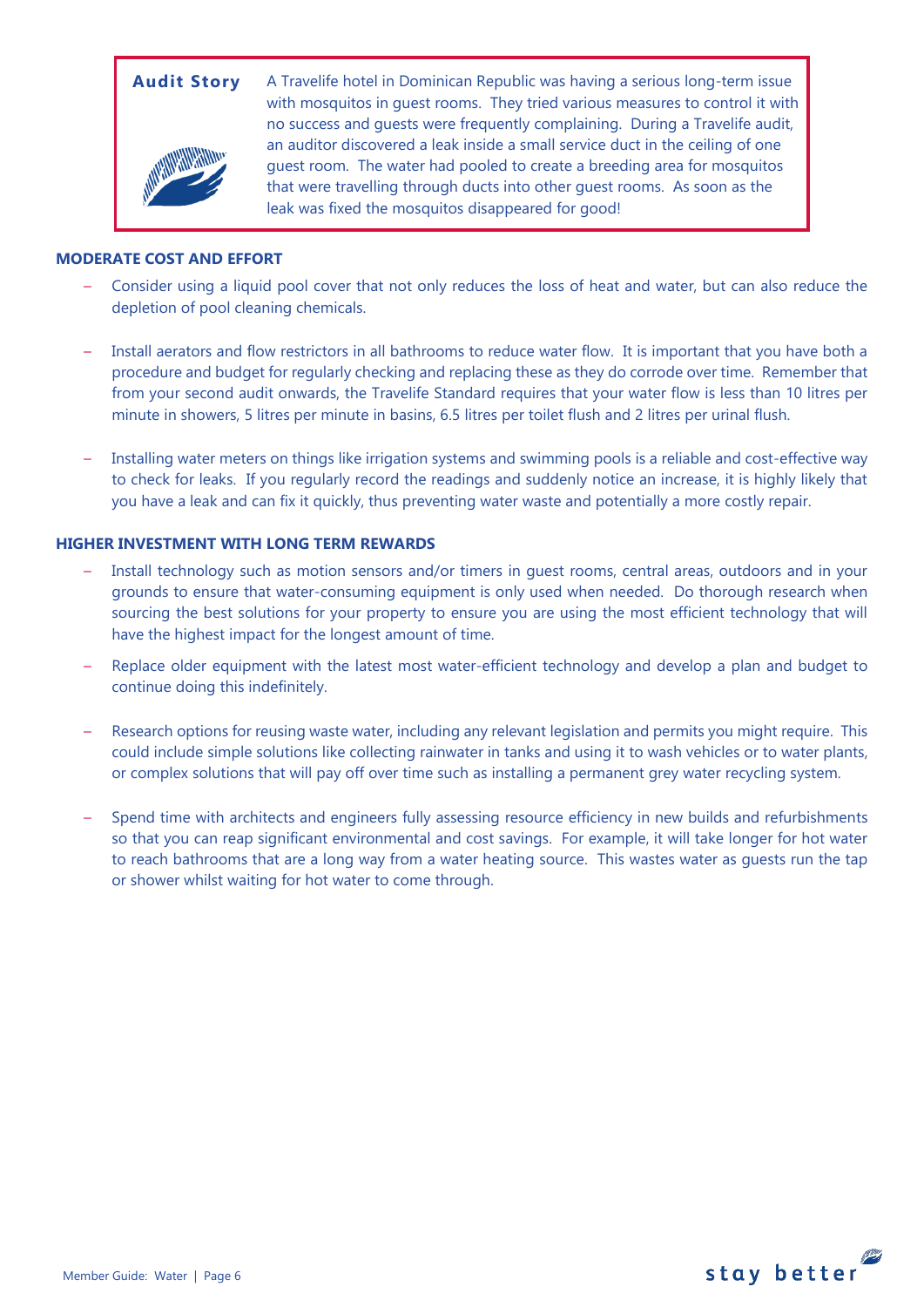**Audit Story**

A Travelife hotel in Dominican Republic was having a serious long-term issue with mosquitos in guest rooms. They tried various measures to control it with no success and guests were frequently complaining. During a Travelife audit, an auditor discovered a leak inside a small service duct in the ceiling of one guest room. The water had pooled to create a breeding area for mosquitos that were travelling through ducts into other guest rooms. As soon as the leak was fixed the mosquitos disappeared for good!

**MODERATE COST AND EFFORT**

- Consider using a liquid pool cover that not only reduces the loss of heat and water, but can also reduce the depletion of pool cleaning chemicals.
- Install aerators and flow restrictors in all bathrooms to reduce water flow. It is important that you have both a procedure and budget for regularly checking and replacing these as they do corrode over time. Remember that from your second audit onwards, the Travelife Standard requires that your water flow is less than 10 litres per minute in showers, 5 litres per minute in basins, 6.5 litres per toilet flush and 2 litres per urinal flush.
- Installing water meters on things like irrigation systems and swimming pools is a reliable and cost-effective way to check for leaks. If you regularly record the readings and suddenly notice an increase, it is highly likely that you have a leak and can fix it quickly, thus preventing water waste and potentially a more costly repair.

**HIGHER INVESTMENT WITH LONG TERM REWARDS**

- Install technology such as motion sensors and/or timers in guest rooms, central areas, outdoors and in your grounds to ensure that water-consuming equipment is only used when needed. Do thorough research when sourcing the best solutions for your property to ensure you are using the most efficient technology that will have the highest impact for the longest amount of time.
- Replace older equipment with the latest most water-efficient technology and develop a plan and budget to continue doing this indefinitely.
- Research options for reusing waste water, including any relevant legislation and permits you might require. This could include simple solutions like collecting rainwater in tanks and using it to wash vehicles or to water plants, or complex solutions that will pay off over time such as installing a permanent grey water recycling system.
- Spend time with architects and engineers fully assessing resource efficiency in new builds and refurbishments so that you can reap significant environmental and cost savings. For example, it will take longer for hot water to reach bathrooms that are a long way from a water heating source. This wastes water as guests run the tap or shower whilst waiting for hot water to come through.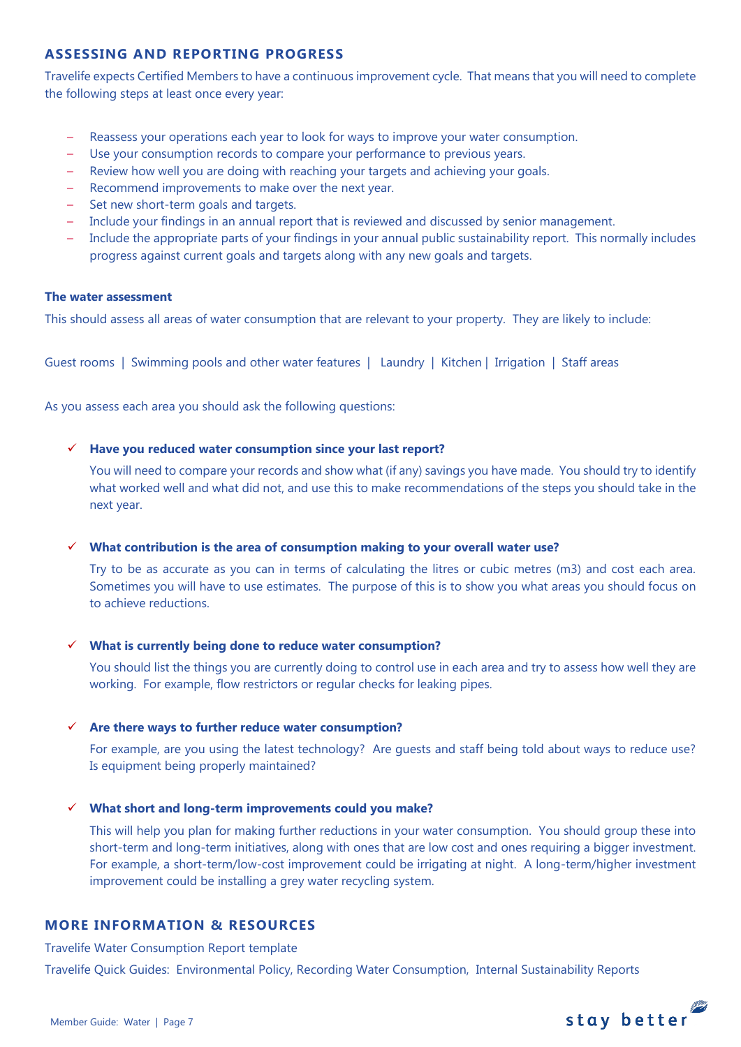## ASSESSING AND REPORTING PROGRESS

Travelife expects Certified Members to have a continuous improvement cycle. That means that you will need to complete the following steps at least once every year:

- Reassess your operations each year to look for ways to improve your water consumption.
- Use your consumption records to compare your performance to previous years.
- Review how well you are doing with reaching your targets and achieving your goals.
- Recommend improvements to make over the next year.
- Set new short-term goals and targets.
- Include your findings in an annual report that is reviewed and discussed by senior management.
- Include the appropriate parts of your findings in your annual public sustainability report. This normally includes progress against current goals and targets along with any new goals and targets.

### The water assessment

This should assess all areas of water consumption that are relevant to your property. They are likely to include:

Guest rooms | Swimming pools and other water features | Laundry | Kitchen | Irrigation | Staff areas

As you assess each area you should ask the following questions:

✓ **Have you reduced water consumption since your last report?**

You will need to compare your records and show what (if any) savings you have made. You should try to identify what worked well and what did not, and use this to make recommendations of the steps you should take in the next year.

✓ **What contribution is the area of consumption making to your overall water use?**

Try to be as accurate as you can in terms of calculating the litres or cubic metres (m3) and cost each area. Sometimes you will have to use estimates. The purpose of this is to show you what areas you should focus on to achieve reductions.

✓ **What is currently being done to reduce water consumption?**

You should list the things you are currently doing to control use in each area and try to assess how well they are working. For example, flow restrictors or regular checks for leaking pipes.

✓ **Are there ways to further reduce water consumption?**

For example, are you using the latest technology? Are guests and staff being told about ways to reduce use? Is equipment being properly maintained?

✓ **What short and long-term improvements could you make?**

This will help you plan for making further reductions in your water consumption. You should group these into short-term and long-term initiatives, along with ones that are low cost and ones requiring a bigger investment. For example, a short-term/low-cost improvement could be irrigating at night. A long-term/higher investment improvement could be installing a grey water recycling system.

## MORE INFORMATION & RESOURCES

Travelife Water Consumption Report template

Travelife Quick Guides: Environmental Policy, Recording Water Consumption, Internal Sustainability Reports